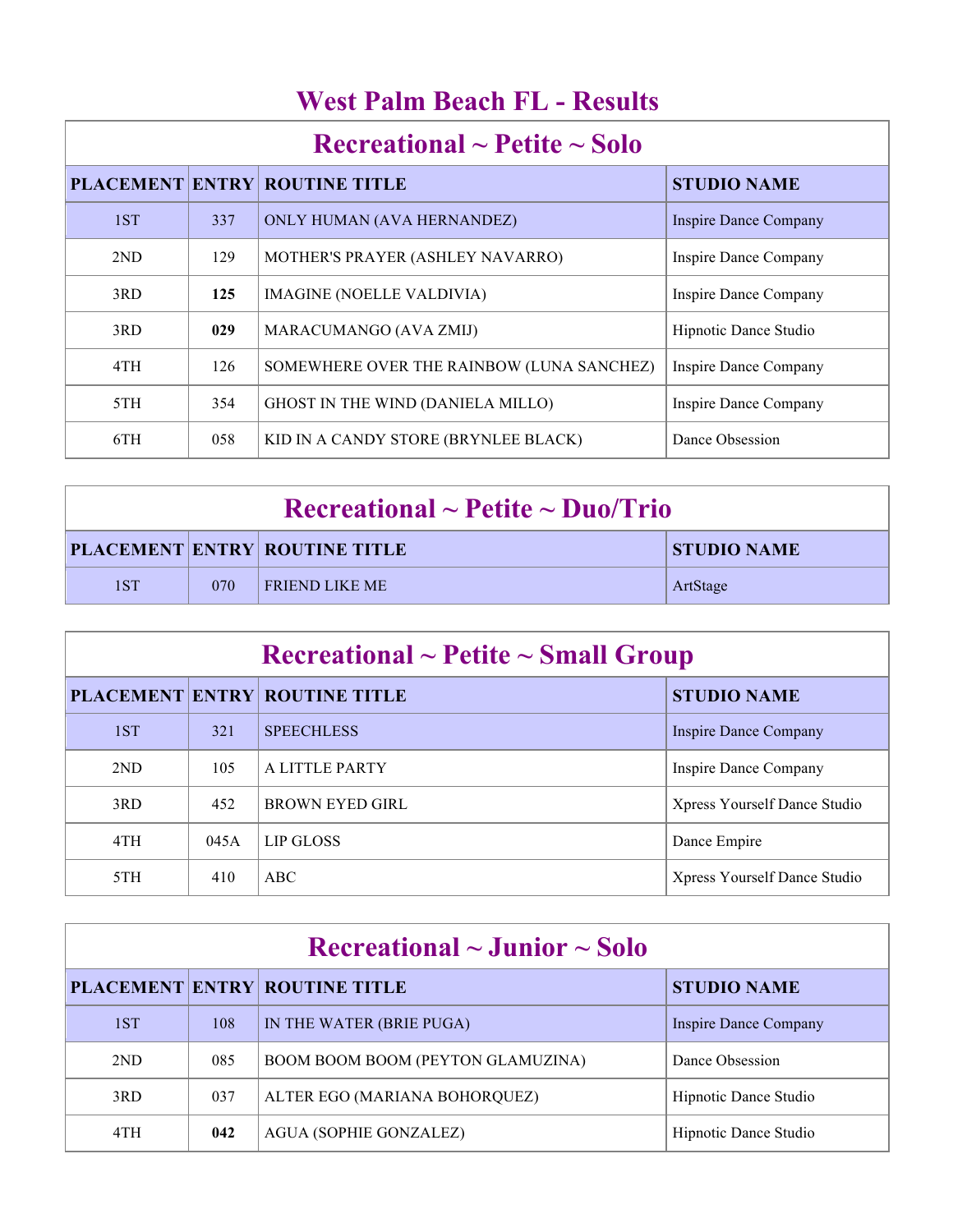# West Palm Beach FL - Results

## Recreational ~ Petite ~ Solo

| PLACEMENT | ENTRY | ROUTINE TITLE | STUDIO NAME |
|---|---|---|---|
| 1ST | 337 | ONLY HUMAN (AVA HERNANDEZ) | Inspire Dance Company |
| 2ND | 129 | MOTHER'S PRAYER (ASHLEY NAVARRO) | Inspire Dance Company |
| 3RD | **125** | IMAGINE (NOELLE VALDIVIA) | Inspire Dance Company |
| 3RD | **029** | MARACUMANGO (AVA ZMIJ) | Hipnotic Dance Studio |
| 4TH | 126 | SOMEWHERE OVER THE RAINBOW (LUNA SANCHEZ) | Inspire Dance Company |
| 5TH | 354 | GHOST IN THE WIND (DANIELA MILLO) | Inspire Dance Company |
| 6TH | 058 | KID IN A CANDY STORE (BRYNLEE BLACK) | Dance Obsession |

## Recreational ~ Petite ~ Duo/Trio

| PLACEMENT | ENTRY | ROUTINE TITLE | STUDIO NAME |
|---|---|---|---|
| 1ST | 070 | FRIEND LIKE ME | ArtStage |

## Recreational ~ Petite ~ Small Group

| PLACEMENT | ENTRY | ROUTINE TITLE | STUDIO NAME |
|---|---|---|---|
| 1ST | 321 | SPEECHLESS | Inspire Dance Company |
| 2ND | 105 | A LITTLE PARTY | Inspire Dance Company |
| 3RD | 452 | BROWN EYED GIRL | Xpress Yourself Dance Studio |
| 4TH | 045A | LIP GLOSS | Dance Empire |
| 5TH | 410 | ABC | Xpress Yourself Dance Studio |

## Recreational ~ Junior ~ Solo

| PLACEMENT | ENTRY | ROUTINE TITLE | STUDIO NAME |
|---|---|---|---|
| 1ST | 108 | IN THE WATER (BRIE PUGA) | Inspire Dance Company |
| 2ND | 085 | BOOM BOOM BOOM (PEYTON GLAMUZINA) | Dance Obsession |
| 3RD | 037 | ALTER EGO (MARIANA BOHORQUEZ) | Hipnotic Dance Studio |
| 4TH | **042** | AGUA (SOPHIE GONZALEZ) | Hipnotic Dance Studio |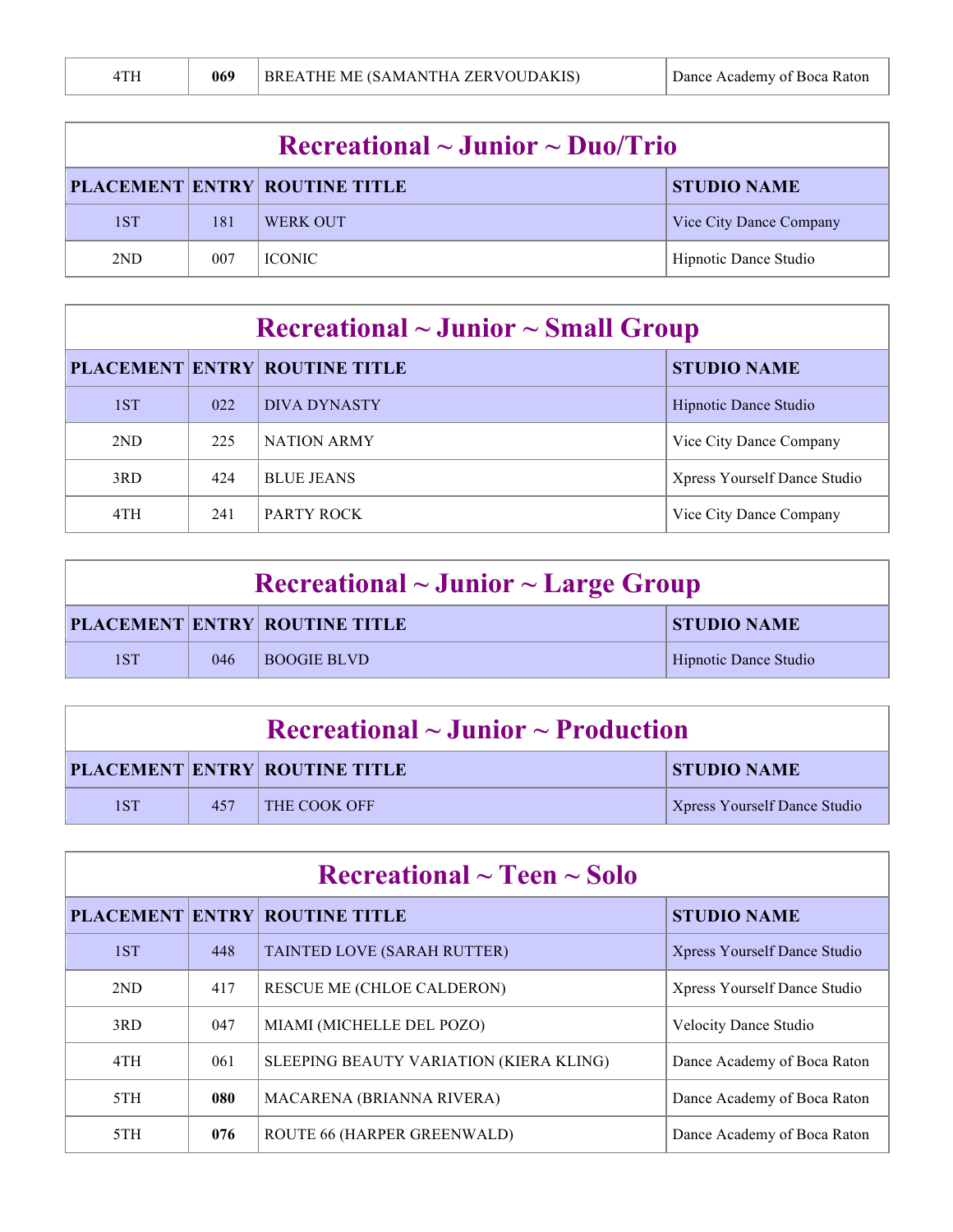| 4TH | **069** | BREATHE ME (SAMANTHA ZERVOUDAKIS) | Dance Academy of Boca Raton |
|---|---|---|---|

## Recreational ~ Junior ~ Duo/Trio

| PLACEMENT | ENTRY | ROUTINE TITLE | STUDIO NAME |
|---|---|---|---|
| 1ST | 181 | WERK OUT | Vice City Dance Company |
| 2ND | 007 | ICONIC | Hipnotic Dance Studio |

## Recreational ~ Junior ~ Small Group

| PLACEMENT | ENTRY | ROUTINE TITLE | STUDIO NAME |
|---|---|---|---|
| 1ST | 022 | DIVA DYNASTY | Hipnotic Dance Studio |
| 2ND | 225 | NATION ARMY | Vice City Dance Company |
| 3RD | 424 | BLUE JEANS | Xpress Yourself Dance Studio |
| 4TH | 241 | PARTY ROCK | Vice City Dance Company |

## Recreational ~ Junior ~ Large Group

| PLACEMENT | ENTRY | ROUTINE TITLE | STUDIO NAME |
|---|---|---|---|
| 1ST | 046 | BOOGIE BLVD | Hipnotic Dance Studio |

## Recreational ~ Junior ~ Production

| PLACEMENT | ENTRY | ROUTINE TITLE | STUDIO NAME |
|---|---|---|---|
| 1ST | 457 | THE COOK OFF | Xpress Yourself Dance Studio |

## Recreational ~ Teen ~ Solo

| PLACEMENT | ENTRY | ROUTINE TITLE | STUDIO NAME |
|---|---|---|---|
| 1ST | 448 | TAINTED LOVE (SARAH RUTTER) | Xpress Yourself Dance Studio |
| 2ND | 417 | RESCUE ME (CHLOE CALDERON) | Xpress Yourself Dance Studio |
| 3RD | 047 | MIAMI (MICHELLE DEL POZO) | Velocity Dance Studio |
| 4TH | 061 | SLEEPING BEAUTY VARIATION (KIERA KLING) | Dance Academy of Boca Raton |
| 5TH | **080** | MACARENA (BRIANNA RIVERA) | Dance Academy of Boca Raton |
| 5TH | **076** | ROUTE 66 (HARPER GREENWALD) | Dance Academy of Boca Raton |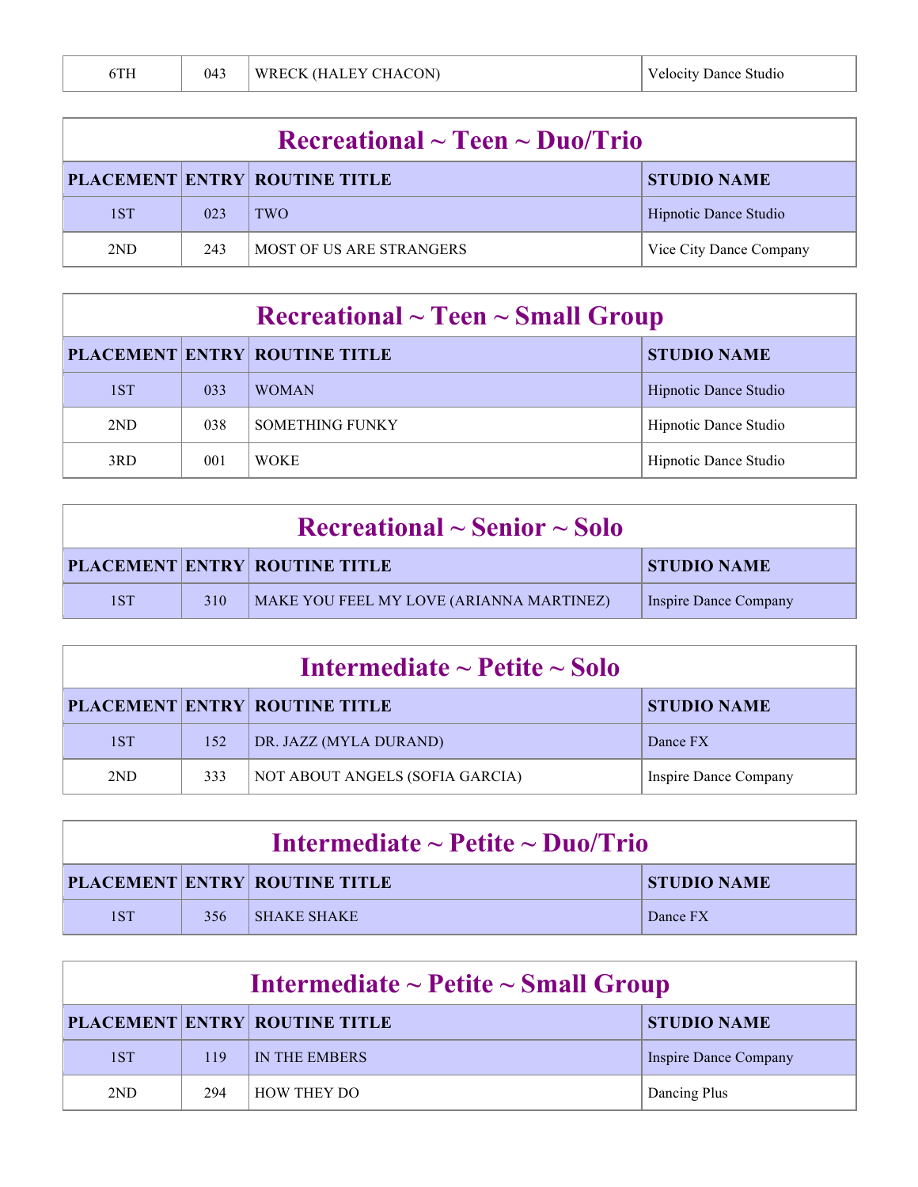| 6TH | 043 | WRECK (HALEY CHACON) | Velocity Dance Studio |
| --- | --- | --- | --- |

## Recreational ~ Teen ~ Duo/Trio

| PLACEMENT | ENTRY | ROUTINE TITLE | STUDIO NAME |
| --- | --- | --- | --- |
| 1ST | 023 | TWO | Hipnotic Dance Studio |
| 2ND | 243 | MOST OF US ARE STRANGERS | Vice City Dance Company |

## Recreational ~ Teen ~ Small Group

| PLACEMENT | ENTRY | ROUTINE TITLE | STUDIO NAME |
| --- | --- | --- | --- |
| 1ST | 033 | WOMAN | Hipnotic Dance Studio |
| 2ND | 038 | SOMETHING FUNKY | Hipnotic Dance Studio |
| 3RD | 001 | WOKE | Hipnotic Dance Studio |

## Recreational ~ Senior ~ Solo

| PLACEMENT | ENTRY | ROUTINE TITLE | STUDIO NAME |
| --- | --- | --- | --- |
| 1ST | 310 | MAKE YOU FEEL MY LOVE (ARIANNA MARTINEZ) | Inspire Dance Company |

## Intermediate ~ Petite ~ Solo

| PLACEMENT | ENTRY | ROUTINE TITLE | STUDIO NAME |
| --- | --- | --- | --- |
| 1ST | 152 | DR. JAZZ (MYLA DURAND) | Dance FX |
| 2ND | 333 | NOT ABOUT ANGELS (SOFIA GARCIA) | Inspire Dance Company |

## Intermediate ~ Petite ~ Duo/Trio

| PLACEMENT | ENTRY | ROUTINE TITLE | STUDIO NAME |
| --- | --- | --- | --- |
| 1ST | 356 | SHAKE SHAKE | Dance FX |

## Intermediate ~ Petite ~ Small Group

| PLACEMENT | ENTRY | ROUTINE TITLE | STUDIO NAME |
| --- | --- | --- | --- |
| 1ST | 119 | IN THE EMBERS | Inspire Dance Company |
| 2ND | 294 | HOW THEY DO | Dancing Plus |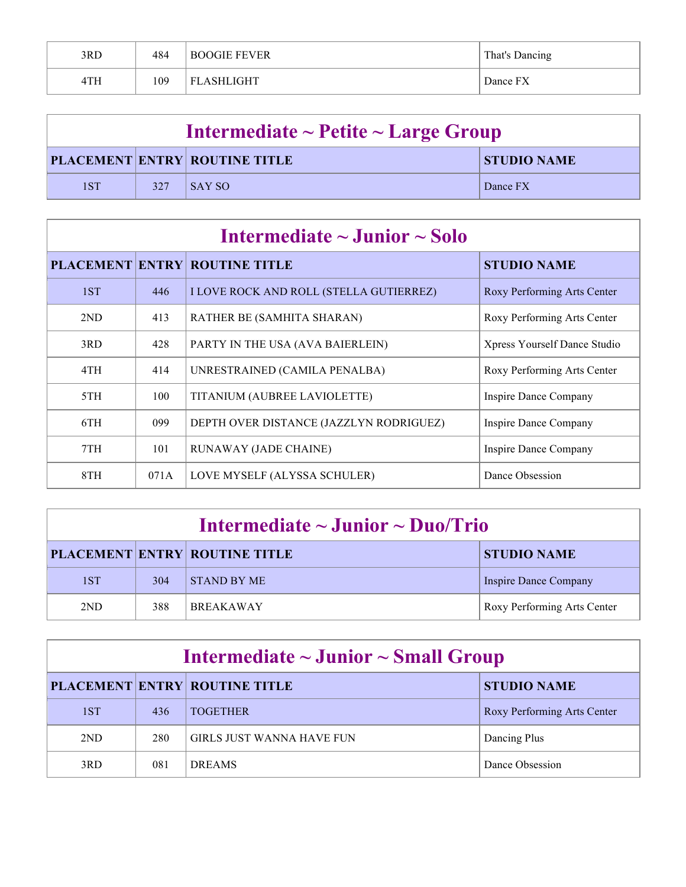| PLACEMENT | ENTRY | ROUTINE TITLE | STUDIO NAME |
|---|---|---|---|
| 3RD | 484 | BOOGIE FEVER | That's Dancing |
| 4TH | 109 | FLASHLIGHT | Dance FX |

## Intermediate ~ Petite ~ Large Group

| PLACEMENT | ENTRY | ROUTINE TITLE | STUDIO NAME |
|---|---|---|---|
| 1ST | 327 | SAY SO | Dance FX |

## Intermediate ~ Junior ~ Solo

| PLACEMENT | ENTRY | ROUTINE TITLE | STUDIO NAME |
|---|---|---|---|
| 1ST | 446 | I LOVE ROCK AND ROLL (STELLA GUTIERREZ) | Roxy Performing Arts Center |
| 2ND | 413 | RATHER BE (SAMHITA SHARAN) | Roxy Performing Arts Center |
| 3RD | 428 | PARTY IN THE USA (AVA BAIERLEIN) | Xpress Yourself Dance Studio |
| 4TH | 414 | UNRESTRAINED (CAMILA PENALBA) | Roxy Performing Arts Center |
| 5TH | 100 | TITANIUM (AUBREE LAVIOLETTE) | Inspire Dance Company |
| 6TH | 099 | DEPTH OVER DISTANCE (JAZZLYN RODRIGUEZ) | Inspire Dance Company |
| 7TH | 101 | RUNAWAY (JADE CHAINE) | Inspire Dance Company |
| 8TH | 071A | LOVE MYSELF (ALYSSA SCHULER) | Dance Obsession |

## Intermediate ~ Junior ~ Duo/Trio

| PLACEMENT | ENTRY | ROUTINE TITLE | STUDIO NAME |
|---|---|---|---|
| 1ST | 304 | STAND BY ME | Inspire Dance Company |
| 2ND | 388 | BREAKAWAY | Roxy Performing Arts Center |

## Intermediate ~ Junior ~ Small Group

| PLACEMENT | ENTRY | ROUTINE TITLE | STUDIO NAME |
|---|---|---|---|
| 1ST | 436 | TOGETHER | Roxy Performing Arts Center |
| 2ND | 280 | GIRLS JUST WANNA HAVE FUN | Dancing Plus |
| 3RD | 081 | DREAMS | Dance Obsession |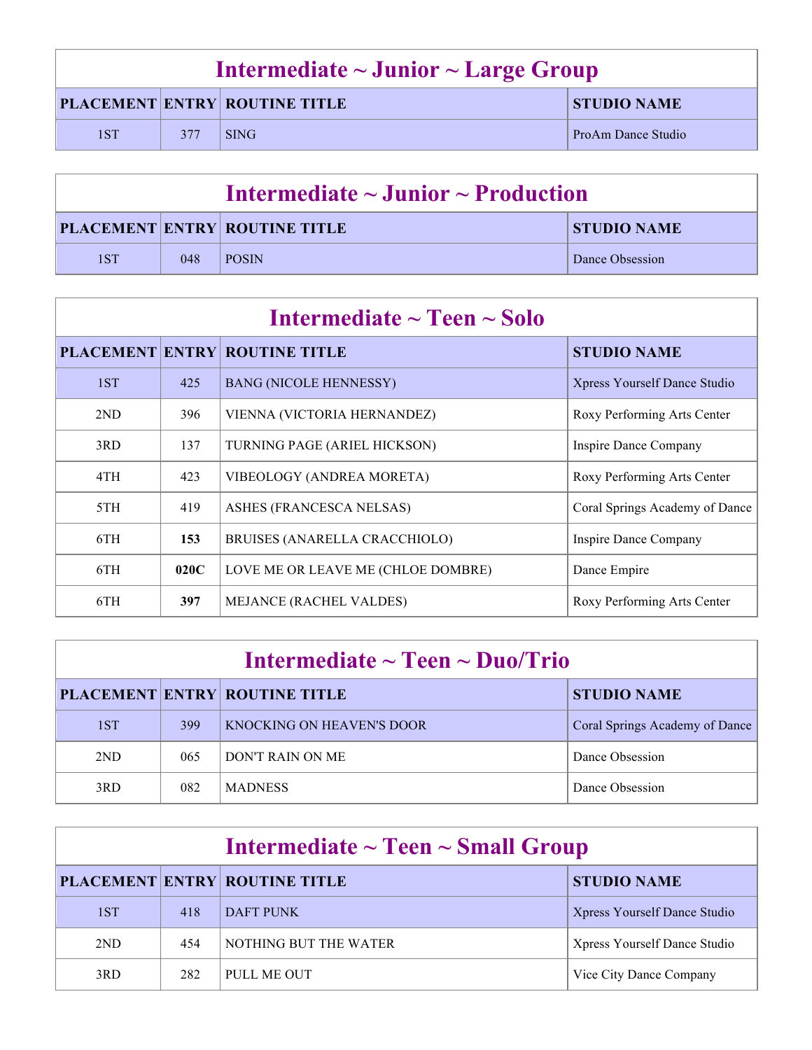## Intermediate ~ Junior ~ Large Group

| PLACEMENT | ENTRY | ROUTINE TITLE | STUDIO NAME |
|---|---|---|---|
| 1ST | 377 | SING | ProAm Dance Studio |

## Intermediate ~ Junior ~ Production

| PLACEMENT | ENTRY | ROUTINE TITLE | STUDIO NAME |
|---|---|---|---|
| 1ST | 048 | POSIN | Dance Obsession |

## Intermediate ~ Teen ~ Solo

| PLACEMENT | ENTRY | ROUTINE TITLE | STUDIO NAME |
|---|---|---|---|
| 1ST | 425 | BANG (NICOLE HENNESSY) | Xpress Yourself Dance Studio |
| 2ND | 396 | VIENNA (VICTORIA HERNANDEZ) | Roxy Performing Arts Center |
| 3RD | 137 | TURNING PAGE (ARIEL HICKSON) | Inspire Dance Company |
| 4TH | 423 | VIBEOLOGY (ANDREA MORETA) | Roxy Performing Arts Center |
| 5TH | 419 | ASHES (FRANCESCA NELSAS) | Coral Springs Academy of Dance |
| 6TH | **153** | BRUISES (ANARELLA CRACCHIOLO) | Inspire Dance Company |
| 6TH | **020C** | LOVE ME OR LEAVE ME (CHLOE DOMBRE) | Dance Empire |
| 6TH | **397** | MEJANCE (RACHEL VALDES) | Roxy Performing Arts Center |

## Intermediate ~ Teen ~ Duo/Trio

| PLACEMENT | ENTRY | ROUTINE TITLE | STUDIO NAME |
|---|---|---|---|
| 1ST | 399 | KNOCKING ON HEAVEN'S DOOR | Coral Springs Academy of Dance |
| 2ND | 065 | DON'T RAIN ON ME | Dance Obsession |
| 3RD | 082 | MADNESS | Dance Obsession |

## Intermediate ~ Teen ~ Small Group

| PLACEMENT | ENTRY | ROUTINE TITLE | STUDIO NAME |
|---|---|---|---|
| 1ST | 418 | DAFT PUNK | Xpress Yourself Dance Studio |
| 2ND | 454 | NOTHING BUT THE WATER | Xpress Yourself Dance Studio |
| 3RD | 282 | PULL ME OUT | Vice City Dance Company |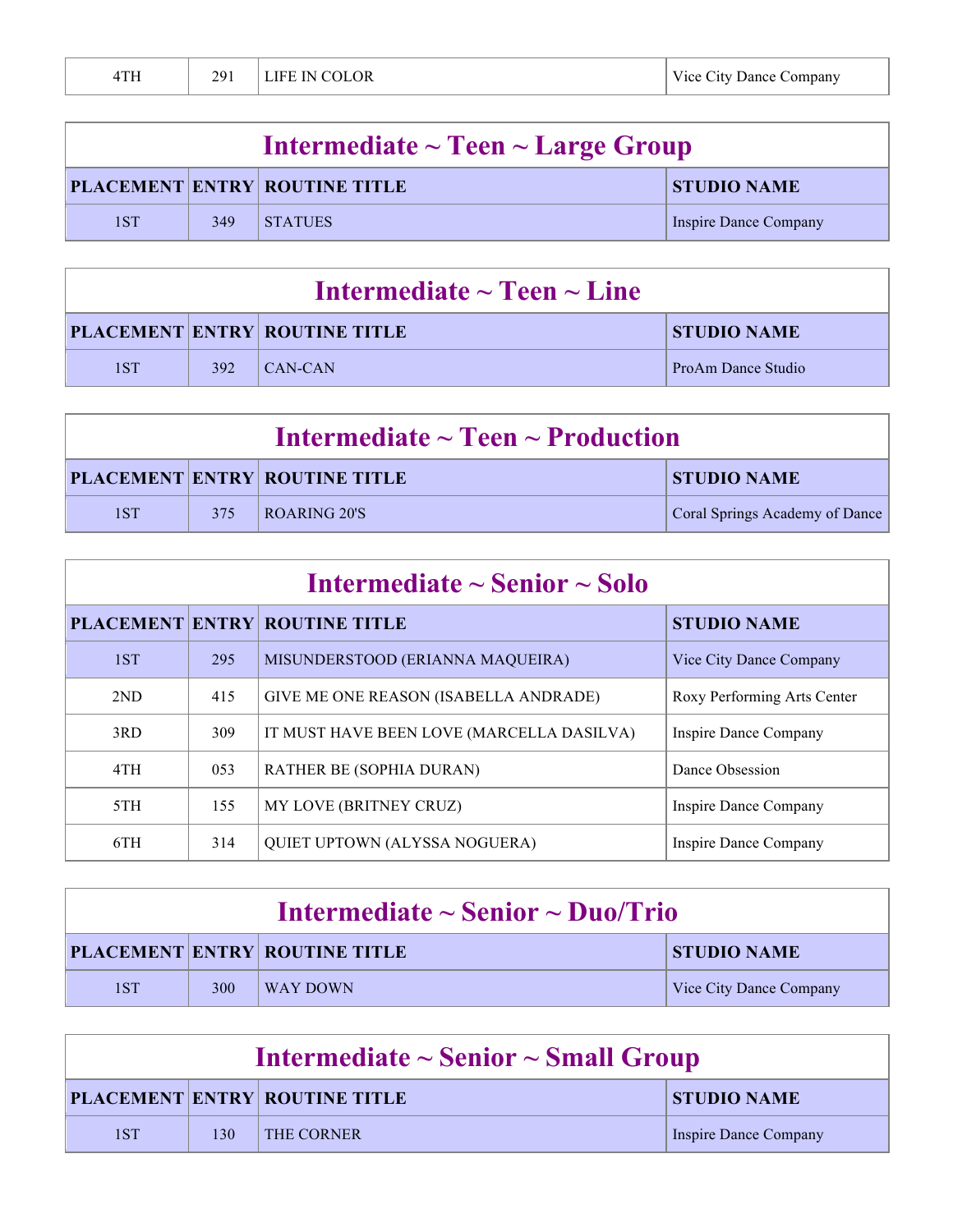| | | | |
|---|---|---|---|
| 4TH | 291 | LIFE IN COLOR | Vice City Dance Company |

## Intermediate ~ Teen ~ Large Group

| PLACEMENT | ENTRY | ROUTINE TITLE | STUDIO NAME |
|---|---|---|---|
| 1ST | 349 | STATUES | Inspire Dance Company |

## Intermediate ~ Teen ~ Line

| PLACEMENT | ENTRY | ROUTINE TITLE | STUDIO NAME |
|---|---|---|---|
| 1ST | 392 | CAN-CAN | ProAm Dance Studio |

## Intermediate ~ Teen ~ Production

| PLACEMENT | ENTRY | ROUTINE TITLE | STUDIO NAME |
|---|---|---|---|
| 1ST | 375 | ROARING 20'S | Coral Springs Academy of Dance |

## Intermediate ~ Senior ~ Solo

| PLACEMENT | ENTRY | ROUTINE TITLE | STUDIO NAME |
|---|---|---|---|
| 1ST | 295 | MISUNDERSTOOD (ERIANNA MAQUEIRA) | Vice City Dance Company |
| 2ND | 415 | GIVE ME ONE REASON (ISABELLA ANDRADE) | Roxy Performing Arts Center |
| 3RD | 309 | IT MUST HAVE BEEN LOVE (MARCELLA DASILVA) | Inspire Dance Company |
| 4TH | 053 | RATHER BE (SOPHIA DURAN) | Dance Obsession |
| 5TH | 155 | MY LOVE (BRITNEY CRUZ) | Inspire Dance Company |
| 6TH | 314 | QUIET UPTOWN (ALYSSA NOGUERA) | Inspire Dance Company |

## Intermediate ~ Senior ~ Duo/Trio

| PLACEMENT | ENTRY | ROUTINE TITLE | STUDIO NAME |
|---|---|---|---|
| 1ST | 300 | WAY DOWN | Vice City Dance Company |

## Intermediate ~ Senior ~ Small Group

| PLACEMENT | ENTRY | ROUTINE TITLE | STUDIO NAME |
|---|---|---|---|
| 1ST | 130 | THE CORNER | Inspire Dance Company |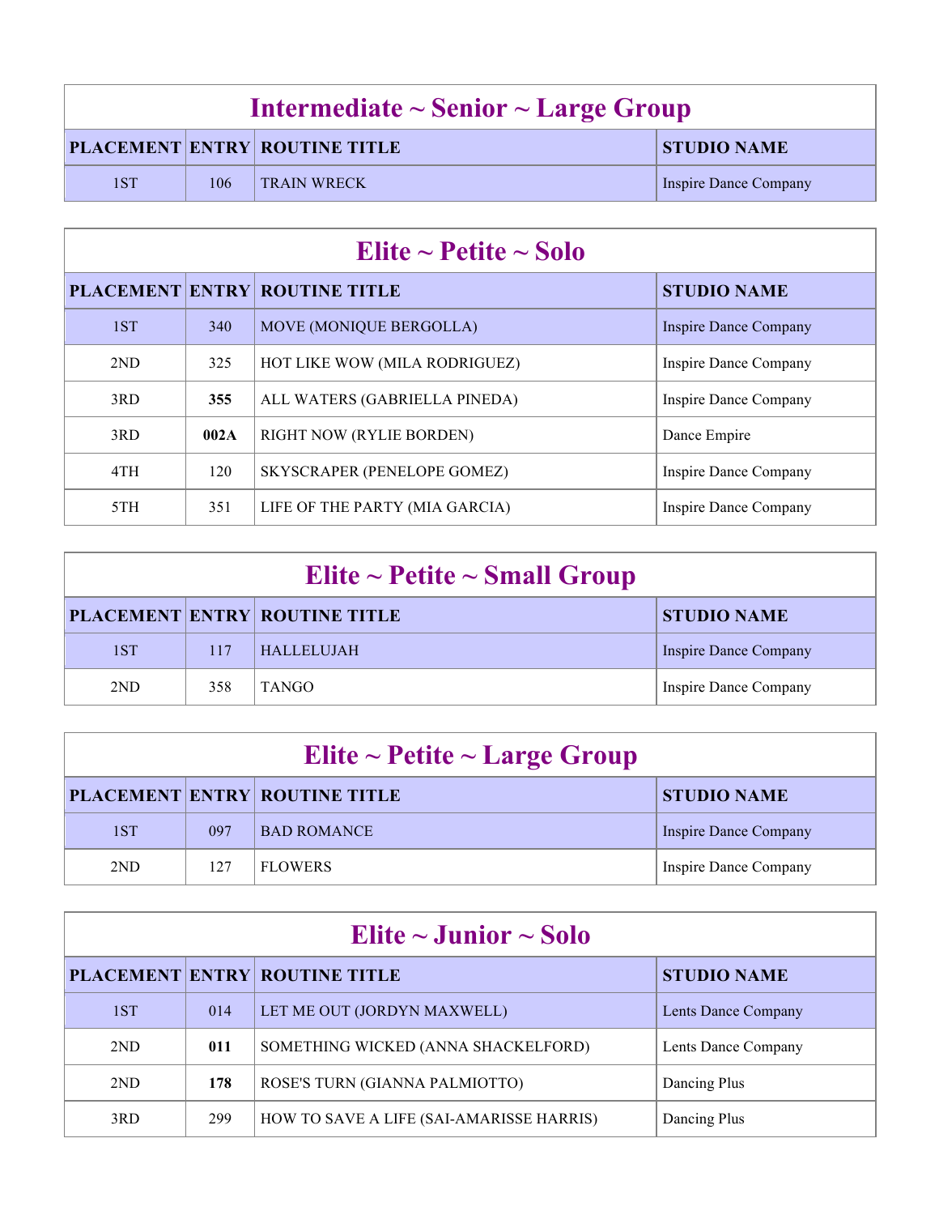## Intermediate ~ Senior ~ Large Group

| PLACEMENT | ENTRY | ROUTINE TITLE | STUDIO NAME |
|---|---|---|---|
| 1ST | 106 | TRAIN WRECK | Inspire Dance Company |

## Elite ~ Petite ~ Solo

| PLACEMENT | ENTRY | ROUTINE TITLE | STUDIO NAME |
|---|---|---|---|
| 1ST | 340 | MOVE (MONIQUE BERGOLLA) | Inspire Dance Company |
| 2ND | 325 | HOT LIKE WOW (MILA RODRIGUEZ) | Inspire Dance Company |
| 3RD | **355** | ALL WATERS (GABRIELLA PINEDA) | Inspire Dance Company |
| 3RD | **002A** | RIGHT NOW (RYLIE BORDEN) | Dance Empire |
| 4TH | 120 | SKYSCRAPER (PENELOPE GOMEZ) | Inspire Dance Company |
| 5TH | 351 | LIFE OF THE PARTY (MIA GARCIA) | Inspire Dance Company |

## Elite ~ Petite ~ Small Group

| PLACEMENT | ENTRY | ROUTINE TITLE | STUDIO NAME |
|---|---|---|---|
| 1ST | 117 | HALLELUJAH | Inspire Dance Company |
| 2ND | 358 | TANGO | Inspire Dance Company |

## Elite ~ Petite ~ Large Group

| PLACEMENT | ENTRY | ROUTINE TITLE | STUDIO NAME |
|---|---|---|---|
| 1ST | 097 | BAD ROMANCE | Inspire Dance Company |
| 2ND | 127 | FLOWERS | Inspire Dance Company |

## Elite ~ Junior ~ Solo

| PLACEMENT | ENTRY | ROUTINE TITLE | STUDIO NAME |
|---|---|---|---|
| 1ST | 014 | LET ME OUT (JORDYN MAXWELL) | Lents Dance Company |
| 2ND | **011** | SOMETHING WICKED (ANNA SHACKELFORD) | Lents Dance Company |
| 2ND | **178** | ROSE'S TURN (GIANNA PALMIOTTO) | Dancing Plus |
| 3RD | 299 | HOW TO SAVE A LIFE (SAI-AMARISSE HARRIS) | Dancing Plus |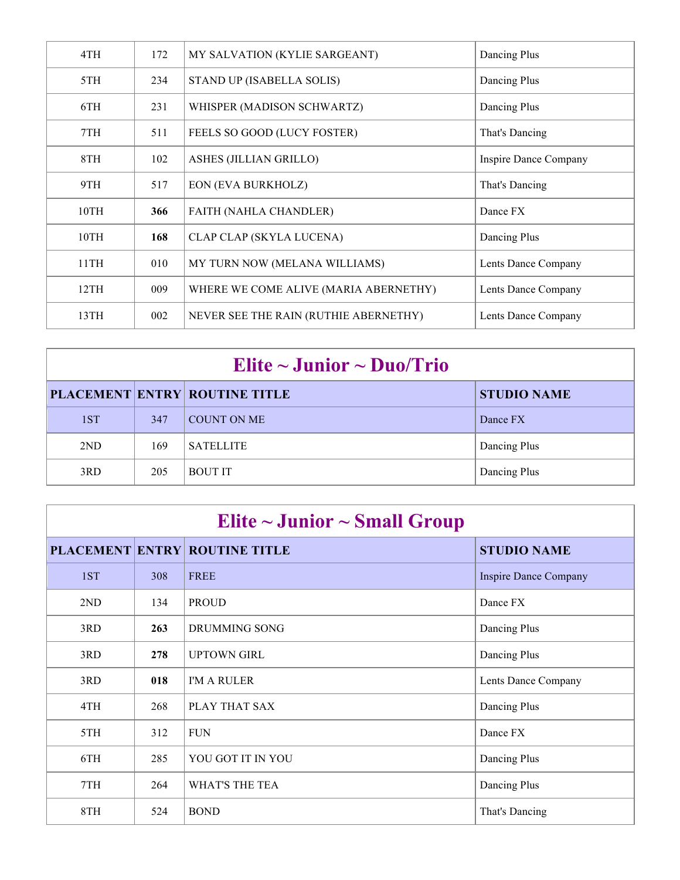| | | | |
|---|---|---|---|
| 4TH | 172 | MY SALVATION (KYLIE SARGEANT) | Dancing Plus |
| 5TH | 234 | STAND UP (ISABELLA SOLIS) | Dancing Plus |
| 6TH | 231 | WHISPER (MADISON SCHWARTZ) | Dancing Plus |
| 7TH | 511 | FEELS SO GOOD (LUCY FOSTER) | That's Dancing |
| 8TH | 102 | ASHES (JILLIAN GRILLO) | Inspire Dance Company |
| 9TH | 517 | EON (EVA BURKHOLZ) | That's Dancing |
| 10TH | **366** | FAITH (NAHLA CHANDLER) | Dance FX |
| 10TH | **168** | CLAP CLAP (SKYLA LUCENA) | Dancing Plus |
| 11TH | 010 | MY TURN NOW (MELANA WILLIAMS) | Lents Dance Company |
| 12TH | 009 | WHERE WE COME ALIVE (MARIA ABERNETHY) | Lents Dance Company |
| 13TH | 002 | NEVER SEE THE RAIN (RUTHIE ABERNETHY) | Lents Dance Company |

## Elite ~ Junior ~ Duo/Trio

| PLACEMENT | ENTRY | ROUTINE TITLE | STUDIO NAME |
|---|---|---|---|
| 1ST | 347 | COUNT ON ME | Dance FX |
| 2ND | 169 | SATELLITE | Dancing Plus |
| 3RD | 205 | BOUT IT | Dancing Plus |

## Elite ~ Junior ~ Small Group

| PLACEMENT | ENTRY | ROUTINE TITLE | STUDIO NAME |
|---|---|---|---|
| 1ST | 308 | FREE | Inspire Dance Company |
| 2ND | 134 | PROUD | Dance FX |
| 3RD | **263** | DRUMMING SONG | Dancing Plus |
| 3RD | **278** | UPTOWN GIRL | Dancing Plus |
| 3RD | **018** | I'M A RULER | Lents Dance Company |
| 4TH | 268 | PLAY THAT SAX | Dancing Plus |
| 5TH | 312 | FUN | Dance FX |
| 6TH | 285 | YOU GOT IT IN YOU | Dancing Plus |
| 7TH | 264 | WHAT'S THE TEA | Dancing Plus |
| 8TH | 524 | BOND | That's Dancing |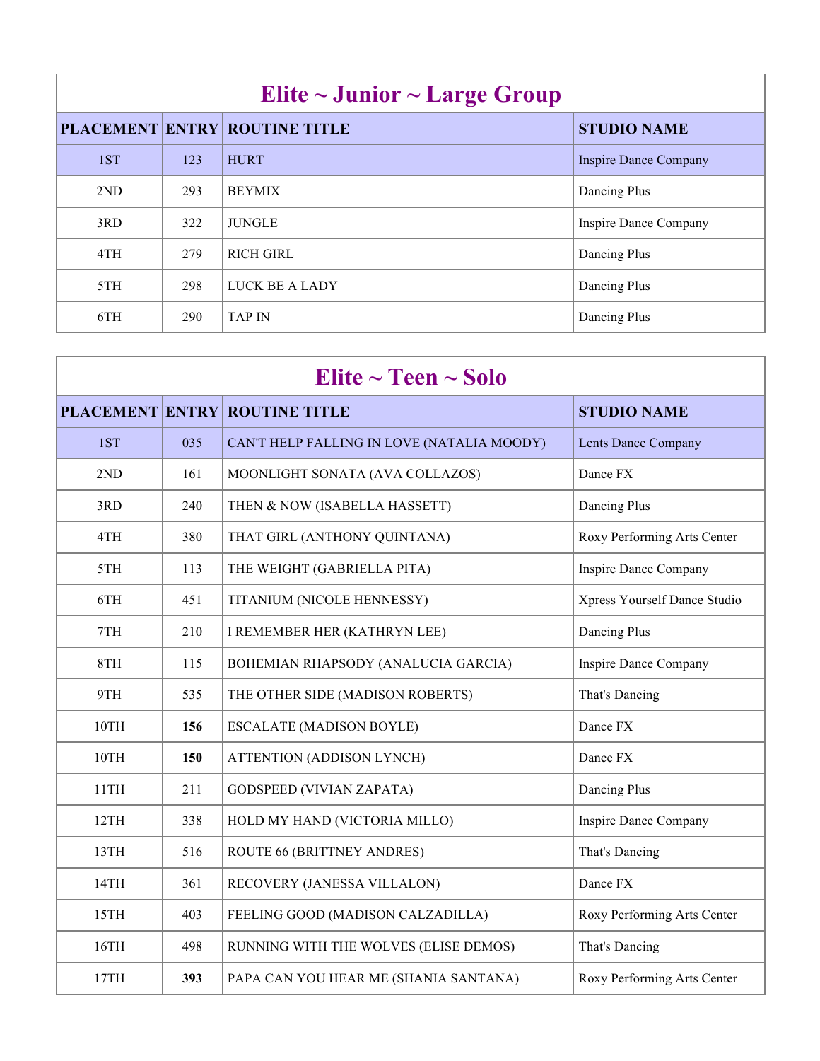| Elite ~ Junior ~ Large Group | | | |
|---|---|---|---|
| **PLACEMENT** | **ENTRY** | **ROUTINE TITLE** | **STUDIO NAME** |
| 1ST | 123 | HURT | Inspire Dance Company |
| 2ND | 293 | BEYMIX | Dancing Plus |
| 3RD | 322 | JUNGLE | Inspire Dance Company |
| 4TH | 279 | RICH GIRL | Dancing Plus |
| 5TH | 298 | LUCK BE A LADY | Dancing Plus |
| 6TH | 290 | TAP IN | Dancing Plus |

| Elite ~ Teen ~ Solo | | | |
|---|---|---|---|
| **PLACEMENT** | **ENTRY** | **ROUTINE TITLE** | **STUDIO NAME** |
| 1ST | 035 | CAN'T HELP FALLING IN LOVE (NATALIA MOODY) | Lents Dance Company |
| 2ND | 161 | MOONLIGHT SONATA (AVA COLLAZOS) | Dance FX |
| 3RD | 240 | THEN & NOW (ISABELLA HASSETT) | Dancing Plus |
| 4TH | 380 | THAT GIRL (ANTHONY QUINTANA) | Roxy Performing Arts Center |
| 5TH | 113 | THE WEIGHT (GABRIELLA PITA) | Inspire Dance Company |
| 6TH | 451 | TITANIUM (NICOLE HENNESSY) | Xpress Yourself Dance Studio |
| 7TH | 210 | I REMEMBER HER (KATHRYN LEE) | Dancing Plus |
| 8TH | 115 | BOHEMIAN RHAPSODY (ANALUCIA GARCIA) | Inspire Dance Company |
| 9TH | 535 | THE OTHER SIDE (MADISON ROBERTS) | That's Dancing |
| 10TH | **156** | ESCALATE (MADISON BOYLE) | Dance FX |
| 10TH | **150** | ATTENTION (ADDISON LYNCH) | Dance FX |
| 11TH | 211 | GODSPEED (VIVIAN ZAPATA) | Dancing Plus |
| 12TH | 338 | HOLD MY HAND (VICTORIA MILLO) | Inspire Dance Company |
| 13TH | 516 | ROUTE 66 (BRITTNEY ANDRES) | That's Dancing |
| 14TH | 361 | RECOVERY (JANESSA VILLALON) | Dance FX |
| 15TH | 403 | FEELING GOOD (MADISON CALZADILLA) | Roxy Performing Arts Center |
| 16TH | 498 | RUNNING WITH THE WOLVES (ELISE DEMOS) | That's Dancing |
| 17TH | **393** | PAPA CAN YOU HEAR ME (SHANIA SANTANA) | Roxy Performing Arts Center |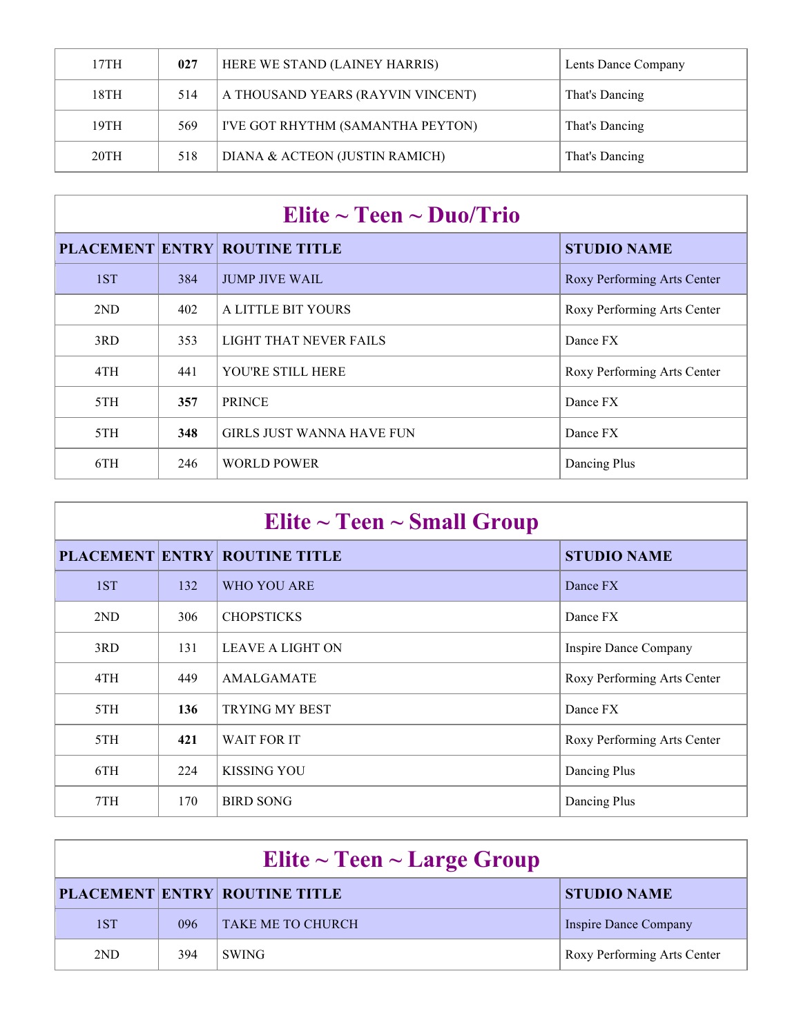| | | | |
|---|---|---|---|
| 17TH | **027** | HERE WE STAND (LAINEY HARRIS) | Lents Dance Company |
| 18TH | 514 | A THOUSAND YEARS (RAYVIN VINCENT) | That's Dancing |
| 19TH | 569 | I'VE GOT RHYTHM (SAMANTHA PEYTON) | That's Dancing |
| 20TH | 518 | DIANA & ACTEON (JUSTIN RAMICH) | That's Dancing |

## Elite ~ Teen ~ Duo/Trio

| PLACEMENT | ENTRY | ROUTINE TITLE | STUDIO NAME |
|---|---|---|---|
| 1ST | 384 | JUMP JIVE WAIL | Roxy Performing Arts Center |
| 2ND | 402 | A LITTLE BIT YOURS | Roxy Performing Arts Center |
| 3RD | 353 | LIGHT THAT NEVER FAILS | Dance FX |
| 4TH | 441 | YOU'RE STILL HERE | Roxy Performing Arts Center |
| 5TH | **357** | PRINCE | Dance FX |
| 5TH | **348** | GIRLS JUST WANNA HAVE FUN | Dance FX |
| 6TH | 246 | WORLD POWER | Dancing Plus |

## Elite ~ Teen ~ Small Group

| PLACEMENT | ENTRY | ROUTINE TITLE | STUDIO NAME |
|---|---|---|---|
| 1ST | 132 | WHO YOU ARE | Dance FX |
| 2ND | 306 | CHOPSTICKS | Dance FX |
| 3RD | 131 | LEAVE A LIGHT ON | Inspire Dance Company |
| 4TH | 449 | AMALGAMATE | Roxy Performing Arts Center |
| 5TH | **136** | TRYING MY BEST | Dance FX |
| 5TH | **421** | WAIT FOR IT | Roxy Performing Arts Center |
| 6TH | 224 | KISSING YOU | Dancing Plus |
| 7TH | 170 | BIRD SONG | Dancing Plus |

## Elite ~ Teen ~ Large Group

| PLACEMENT | ENTRY | ROUTINE TITLE | STUDIO NAME |
|---|---|---|---|
| 1ST | 096 | TAKE ME TO CHURCH | Inspire Dance Company |
| 2ND | 394 | SWING | Roxy Performing Arts Center |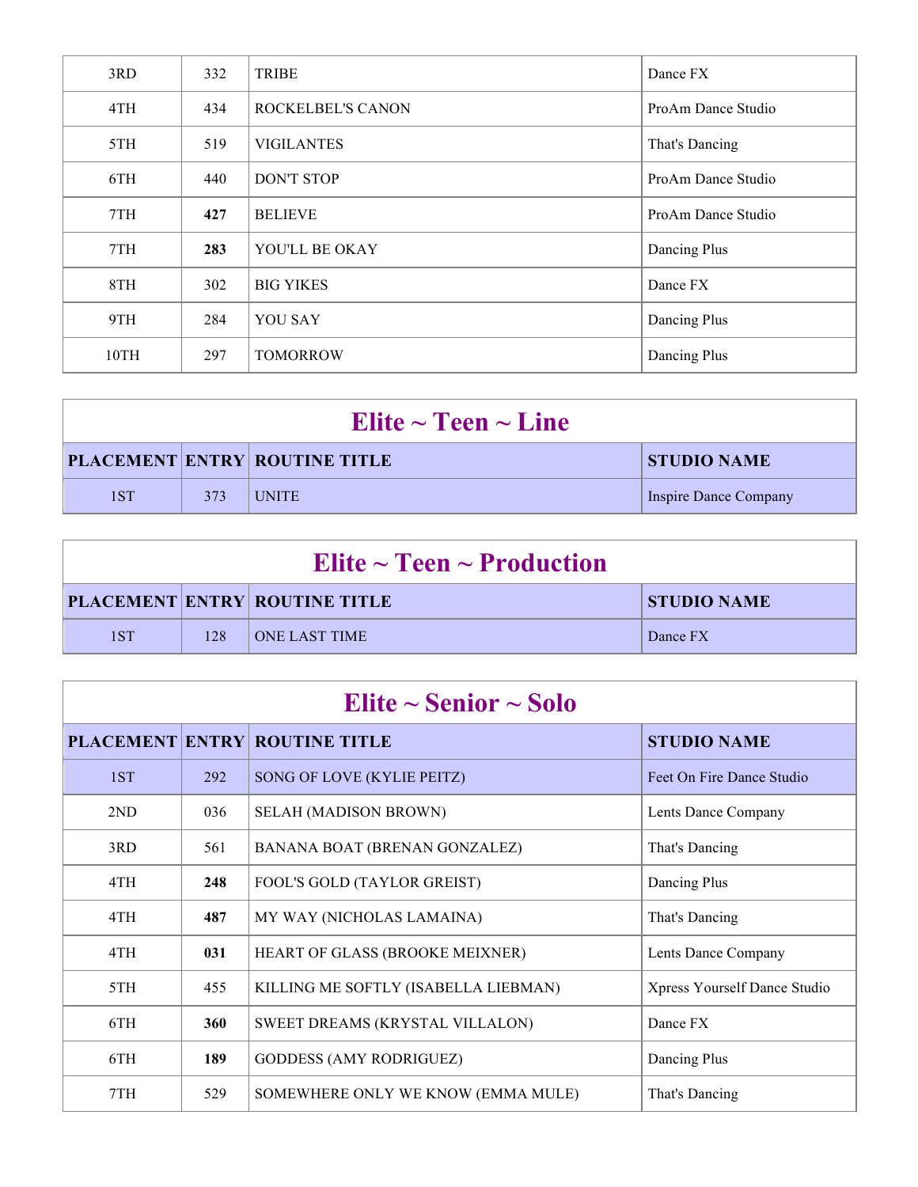| | | | |
|---|---|---|---|
| 3RD | 332 | TRIBE | Dance FX |
| 4TH | 434 | ROCKELBEL'S CANON | ProAm Dance Studio |
| 5TH | 519 | VIGILANTES | That's Dancing |
| 6TH | 440 | DON'T STOP | ProAm Dance Studio |
| 7TH | **427** | BELIEVE | ProAm Dance Studio |
| 7TH | **283** | YOU'LL BE OKAY | Dancing Plus |
| 8TH | 302 | BIG YIKES | Dance FX |
| 9TH | 284 | YOU SAY | Dancing Plus |
| 10TH | 297 | TOMORROW | Dancing Plus |

## Elite ~ Teen ~ Line

| PLACEMENT | ENTRY | ROUTINE TITLE | STUDIO NAME |
|---|---|---|---|
| 1ST | 373 | UNITE | Inspire Dance Company |

## Elite ~ Teen ~ Production

| PLACEMENT | ENTRY | ROUTINE TITLE | STUDIO NAME |
|---|---|---|---|
| 1ST | 128 | ONE LAST TIME | Dance FX |

## Elite ~ Senior ~ Solo

| PLACEMENT | ENTRY | ROUTINE TITLE | STUDIO NAME |
|---|---|---|---|
| 1ST | 292 | SONG OF LOVE (KYLIE PEITZ) | Feet On Fire Dance Studio |
| 2ND | 036 | SELAH (MADISON BROWN) | Lents Dance Company |
| 3RD | 561 | BANANA BOAT (BRENAN GONZALEZ) | That's Dancing |
| 4TH | **248** | FOOL'S GOLD (TAYLOR GREIST) | Dancing Plus |
| 4TH | **487** | MY WAY (NICHOLAS LAMAINA) | That's Dancing |
| 4TH | **031** | HEART OF GLASS (BROOKE MEIXNER) | Lents Dance Company |
| 5TH | 455 | KILLING ME SOFTLY (ISABELLA LIEBMAN) | Xpress Yourself Dance Studio |
| 6TH | **360** | SWEET DREAMS (KRYSTAL VILLALON) | Dance FX |
| 6TH | **189** | GODDESS (AMY RODRIGUEZ) | Dancing Plus |
| 7TH | 529 | SOMEWHERE ONLY WE KNOW (EMMA MULE) | That's Dancing |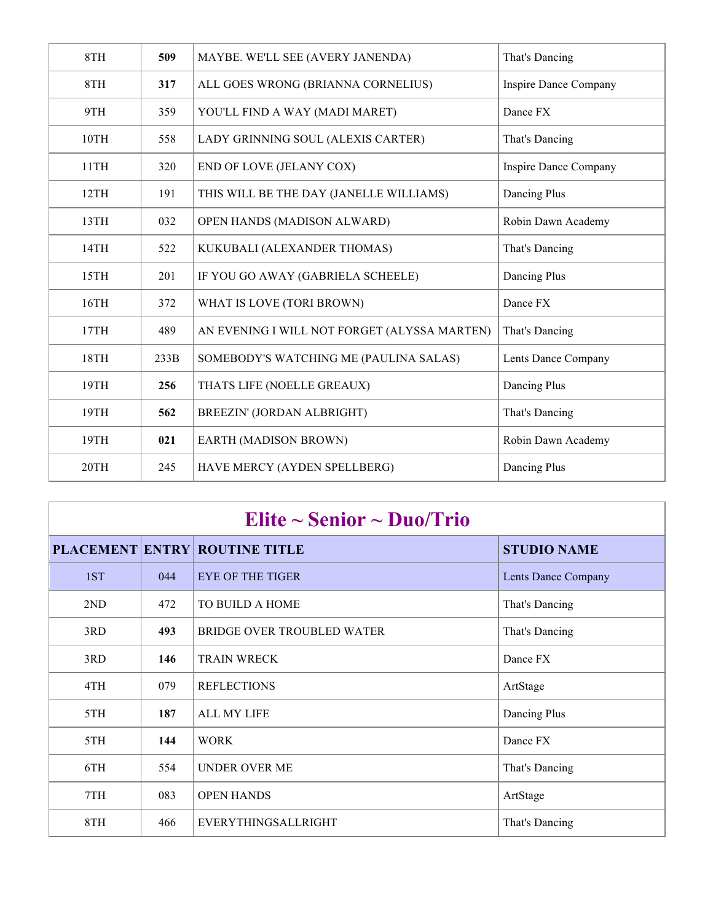| | | | |
|---|---|---|---|
| 8TH | **509** | MAYBE. WE'LL SEE (AVERY JANENDA) | That's Dancing |
| 8TH | **317** | ALL GOES WRONG (BRIANNA CORNELIUS) | Inspire Dance Company |
| 9TH | 359 | YOU'LL FIND A WAY (MADI MARET) | Dance FX |
| 10TH | 558 | LADY GRINNING SOUL (ALEXIS CARTER) | That's Dancing |
| 11TH | 320 | END OF LOVE (JELANY COX) | Inspire Dance Company |
| 12TH | 191 | THIS WILL BE THE DAY (JANELLE WILLIAMS) | Dancing Plus |
| 13TH | 032 | OPEN HANDS (MADISON ALWARD) | Robin Dawn Academy |
| 14TH | 522 | KUKUBALI (ALEXANDER THOMAS) | That's Dancing |
| 15TH | 201 | IF YOU GO AWAY (GABRIELA SCHEELE) | Dancing Plus |
| 16TH | 372 | WHAT IS LOVE (TORI BROWN) | Dance FX |
| 17TH | 489 | AN EVENING I WILL NOT FORGET (ALYSSA MARTEN) | That's Dancing |
| 18TH | 233B | SOMEBODY'S WATCHING ME (PAULINA SALAS) | Lents Dance Company |
| 19TH | **256** | THATS LIFE (NOELLE GREAUX) | Dancing Plus |
| 19TH | **562** | BREEZIN' (JORDAN ALBRIGHT) | That's Dancing |
| 19TH | **021** | EARTH (MADISON BROWN) | Robin Dawn Academy |
| 20TH | 245 | HAVE MERCY (AYDEN SPELLBERG) | Dancing Plus |

## Elite ~ Senior ~ Duo/Trio

| PLACEMENT | ENTRY | ROUTINE TITLE | STUDIO NAME |
|---|---|---|---|
| 1ST | 044 | EYE OF THE TIGER | Lents Dance Company |
| 2ND | 472 | TO BUILD A HOME | That's Dancing |
| 3RD | **493** | BRIDGE OVER TROUBLED WATER | That's Dancing |
| 3RD | **146** | TRAIN WRECK | Dance FX |
| 4TH | 079 | REFLECTIONS | ArtStage |
| 5TH | **187** | ALL MY LIFE | Dancing Plus |
| 5TH | **144** | WORK | Dance FX |
| 6TH | 554 | UNDER OVER ME | That's Dancing |
| 7TH | 083 | OPEN HANDS | ArtStage |
| 8TH | 466 | EVERYTHINGSALLRIGHT | That's Dancing |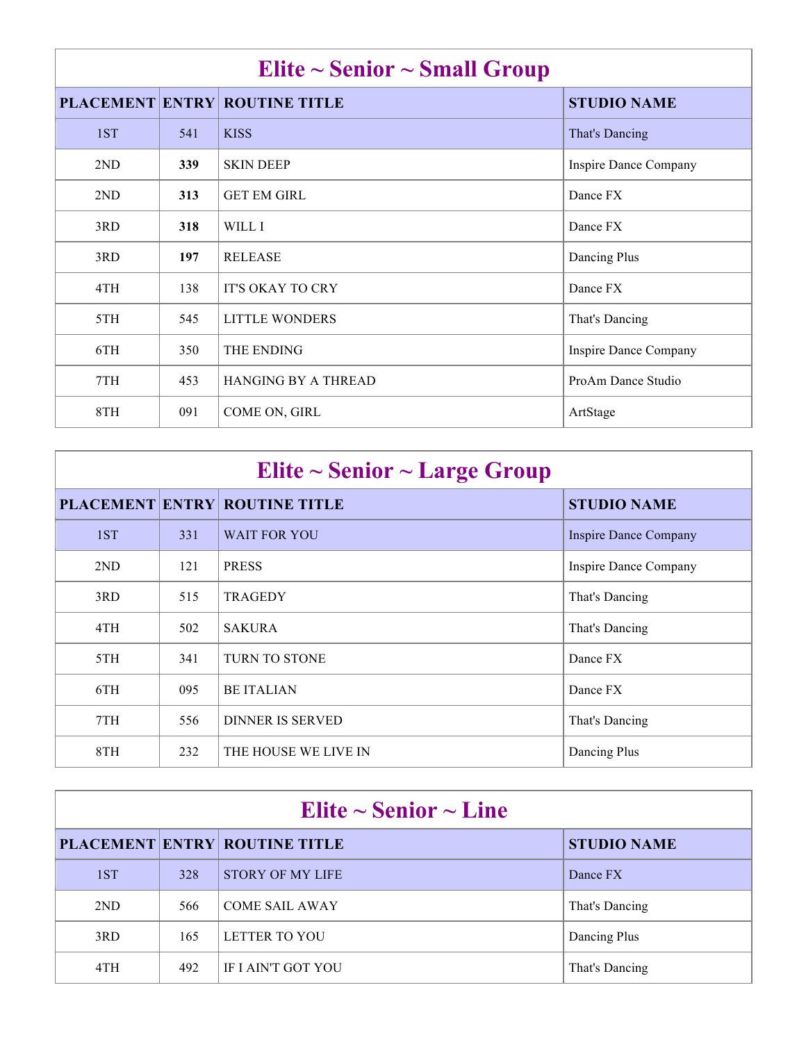## Elite ~ Senior ~ Small Group

| PLACEMENT | ENTRY | ROUTINE TITLE | STUDIO NAME |
|---|---|---|---|
| 1ST | 541 | KISS | That's Dancing |
| 2ND | **339** | SKIN DEEP | Inspire Dance Company |
| 2ND | **313** | GET EM GIRL | Dance FX |
| 3RD | **318** | WILL I | Dance FX |
| 3RD | **197** | RELEASE | Dancing Plus |
| 4TH | 138 | IT'S OKAY TO CRY | Dance FX |
| 5TH | 545 | LITTLE WONDERS | That's Dancing |
| 6TH | 350 | THE ENDING | Inspire Dance Company |
| 7TH | 453 | HANGING BY A THREAD | ProAm Dance Studio |
| 8TH | 091 | COME ON, GIRL | ArtStage |

## Elite ~ Senior ~ Large Group

| PLACEMENT | ENTRY | ROUTINE TITLE | STUDIO NAME |
|---|---|---|---|
| 1ST | 331 | WAIT FOR YOU | Inspire Dance Company |
| 2ND | 121 | PRESS | Inspire Dance Company |
| 3RD | 515 | TRAGEDY | That's Dancing |
| 4TH | 502 | SAKURA | That's Dancing |
| 5TH | 341 | TURN TO STONE | Dance FX |
| 6TH | 095 | BE ITALIAN | Dance FX |
| 7TH | 556 | DINNER IS SERVED | That's Dancing |
| 8TH | 232 | THE HOUSE WE LIVE IN | Dancing Plus |

## Elite ~ Senior ~ Line

| PLACEMENT | ENTRY | ROUTINE TITLE | STUDIO NAME |
|---|---|---|---|
| 1ST | 328 | STORY OF MY LIFE | Dance FX |
| 2ND | 566 | COME SAIL AWAY | That's Dancing |
| 3RD | 165 | LETTER TO YOU | Dancing Plus |
| 4TH | 492 | IF I AIN'T GOT YOU | That's Dancing |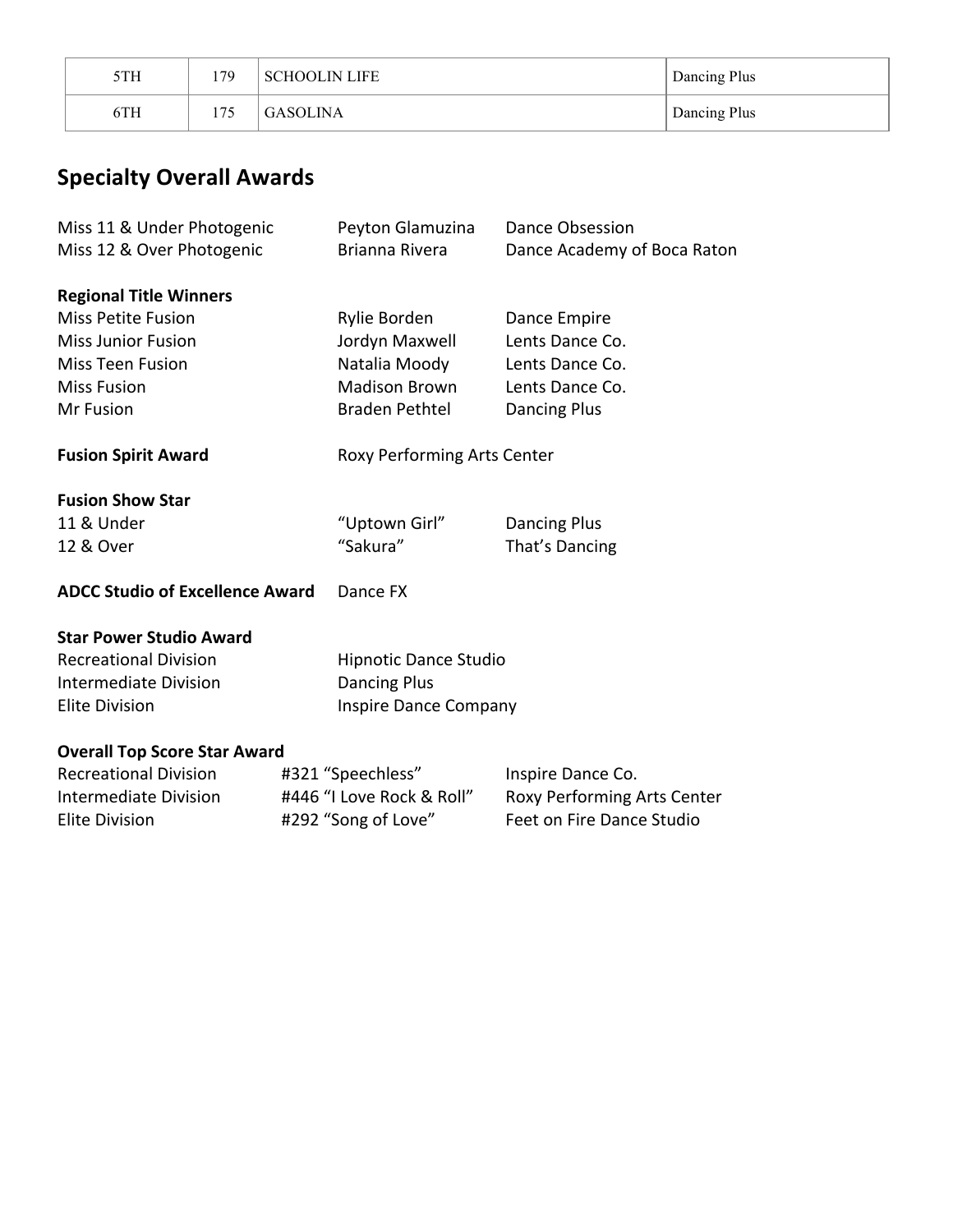| | | | |
|---|---|---|---|
| 5TH | 179 | SCHOOLIN LIFE | Dancing Plus |
| 6TH | 175 | GASOLINA | Dancing Plus |

## Specialty Overall Awards

| | | |
|---|---|---|
| Miss 11 & Under Photogenic | Peyton Glamuzina | Dance Obsession |
| Miss 12 & Over Photogenic | Brianna Rivera | Dance Academy of Boca Raton |

**Regional Title Winners**

| | | |
|---|---|---|
| Miss Petite Fusion | Rylie Borden | Dance Empire |
| Miss Junior Fusion | Jordyn Maxwell | Lents Dance Co. |
| Miss Teen Fusion | Natalia Moody | Lents Dance Co. |
| Miss Fusion | Madison Brown | Lents Dance Co. |
| Mr Fusion | Braden Pethtel | Dancing Plus |

**Fusion Spirit Award** Roxy Performing Arts Center

**Fusion Show Star**

| | | |
|---|---|---|
| 11 & Under | "Uptown Girl" | Dancing Plus |
| 12 & Over | "Sakura" | That's Dancing |

**ADCC Studio of Excellence Award** Dance FX

**Star Power Studio Award**

| | |
|---|---|
| Recreational Division | Hipnotic Dance Studio |
| Intermediate Division | Dancing Plus |
| Elite Division | Inspire Dance Company |

**Overall Top Score Star Award**

| | | |
|---|---|---|
| Recreational Division | #321 "Speechless" | Inspire Dance Co. |
| Intermediate Division | #446 "I Love Rock & Roll" | Roxy Performing Arts Center |
| Elite Division | #292 "Song of Love" | Feet on Fire Dance Studio |